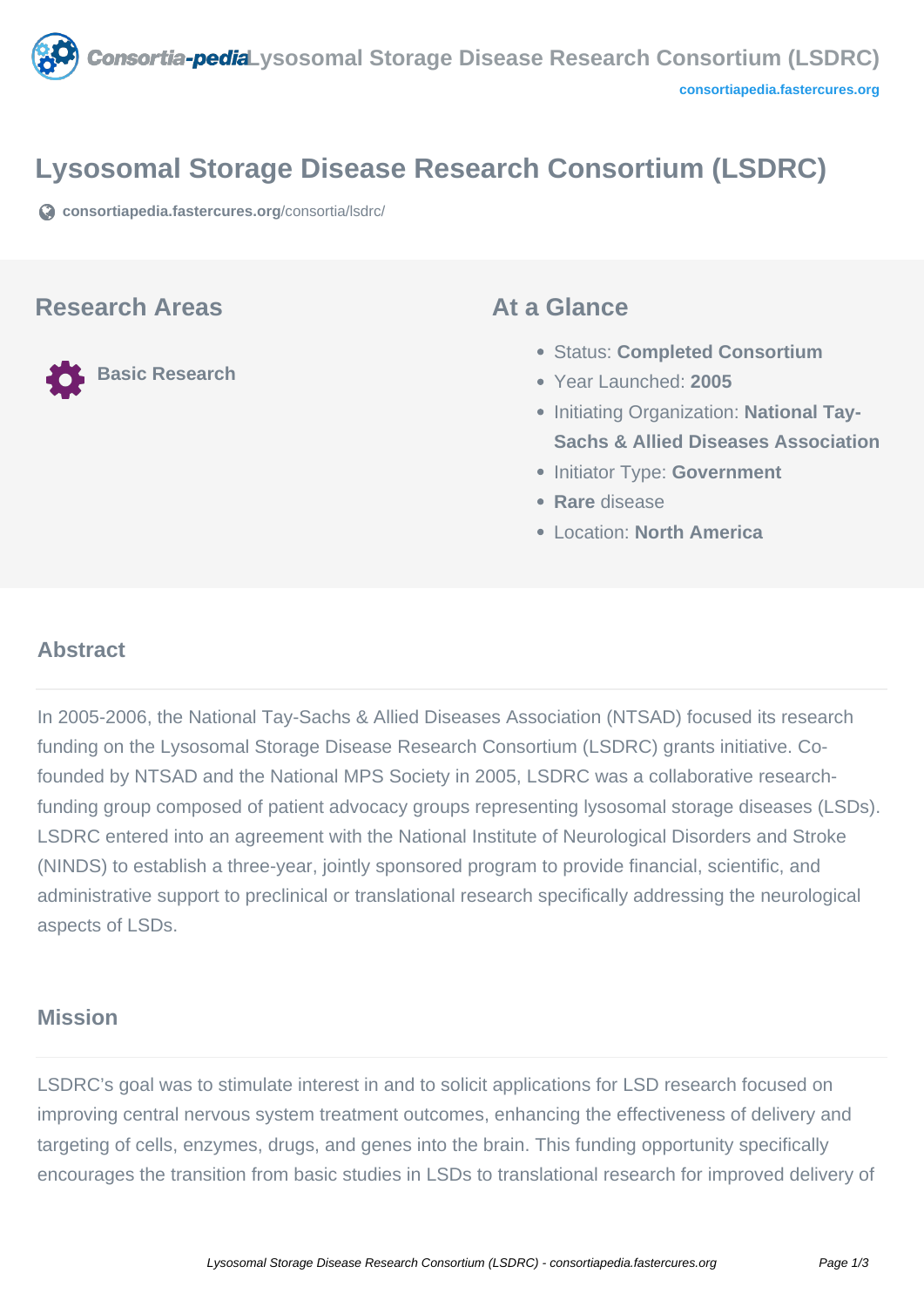# Lysosomal Storage Disease Research Consortium (LSDRC)

consortiapedia.fastercures.org/consortia/lsdrc/

## Research Areas

Basic Research

## At a Glance

- Status: **Completed Consortium**
- Year Launched: **2005**
- Initiating Organization: **National Tay-Sachs & Allied Diseases Association**
- Initiator Type: **Government**
- **Rare** disease
- Location: **North America**

## Abstract

In 2005-2006, the National Tay-Sachs & Allied Diseases Association (NTSAD) focused its research funding on the Lysosomal Storage Disease Research Consortium (LSDRC) grants initiative. Co-founded by NTSAD and the National MPS Society in 2005, LSDRC was a collaborative research-funding group composed of patient advocacy groups representing lysosomal storage diseases (LSDs). LSDRC entered into an agreement with the National Institute of Neurological Disorders and Stroke (NINDS) to establish a three-year, jointly sponsored program to provide financial, scientific, and administrative support to preclinical or translational research specifically addressing the neurological aspects of LSDs.

## Mission

LSDRC's goal was to stimulate interest in and to solicit applications for LSD research focused on improving central nervous system treatment outcomes, enhancing the effectiveness of delivery and targeting of cells, enzymes, drugs, and genes into the brain. This funding opportunity specifically encourages the transition from basic studies in LSDs to translational research for improved delivery of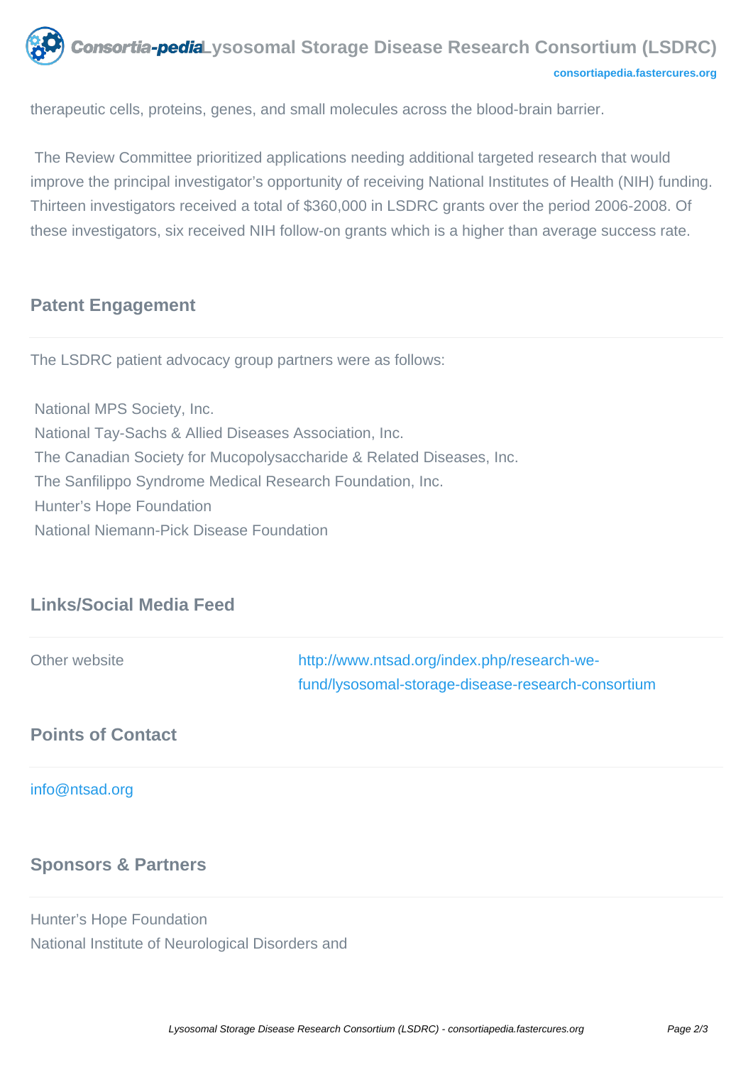therapeutic cells, proteins, genes, and small molecules across the blood-brain barrier.

The Review Committee prioritized applications needing additional targeted research that would improve the principal investigator's opportunity of receiving National Institutes of Health (NIH) funding. Thirteen investigators received a total of $360,000 in LSDRC grants over the period 2006-2008. Of these investigators, six received NIH follow-on grants which is a higher than average success rate.

## Patent Engagement

The LSDRC patient advocacy group partners were as follows:

National MPS Society, Inc.
National Tay-Sachs & Allied Diseases Association, Inc.
The Canadian Society for Mucopolysaccharide & Related Diseases, Inc.
The Sanfilippo Syndrome Medical Research Foundation, Inc.
Hunter's Hope Foundation
National Niemann-Pick Disease Foundation

## Links/Social Media Feed

| Other website | http://www.ntsad.org/index.php/research-we-fund/lysosomal-storage-disease-research-consortium |
|---|---|

## Points of Contact

info@ntsad.org

## Sponsors & Partners

Hunter's Hope Foundation
National Institute of Neurological Disorders and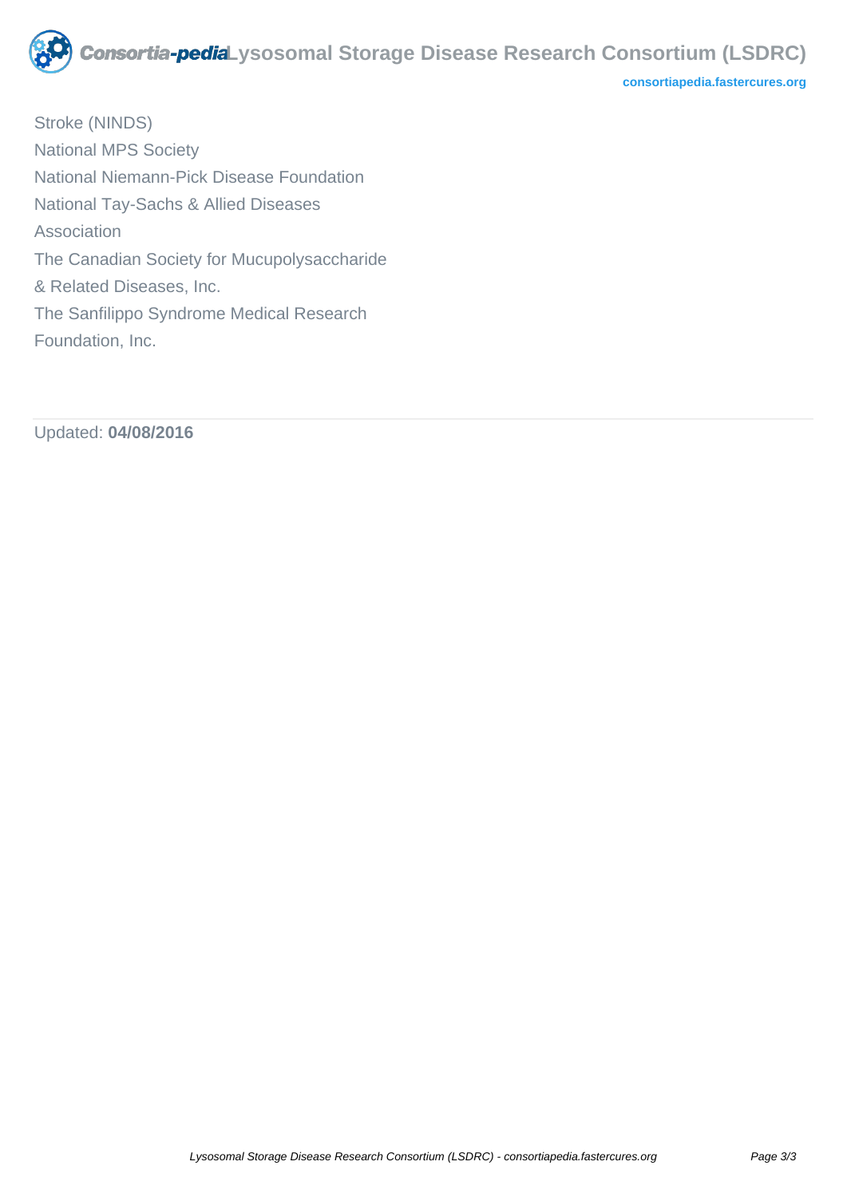Stroke (NINDS)
National MPS Society
National Niemann-Pick Disease Foundation
National Tay-Sachs & Allied Diseases Association
The Canadian Society for Mucupolysaccharide & Related Diseases, Inc.
The Sanfilippo Syndrome Medical Research Foundation, Inc.

---

Updated: **04/08/2016**